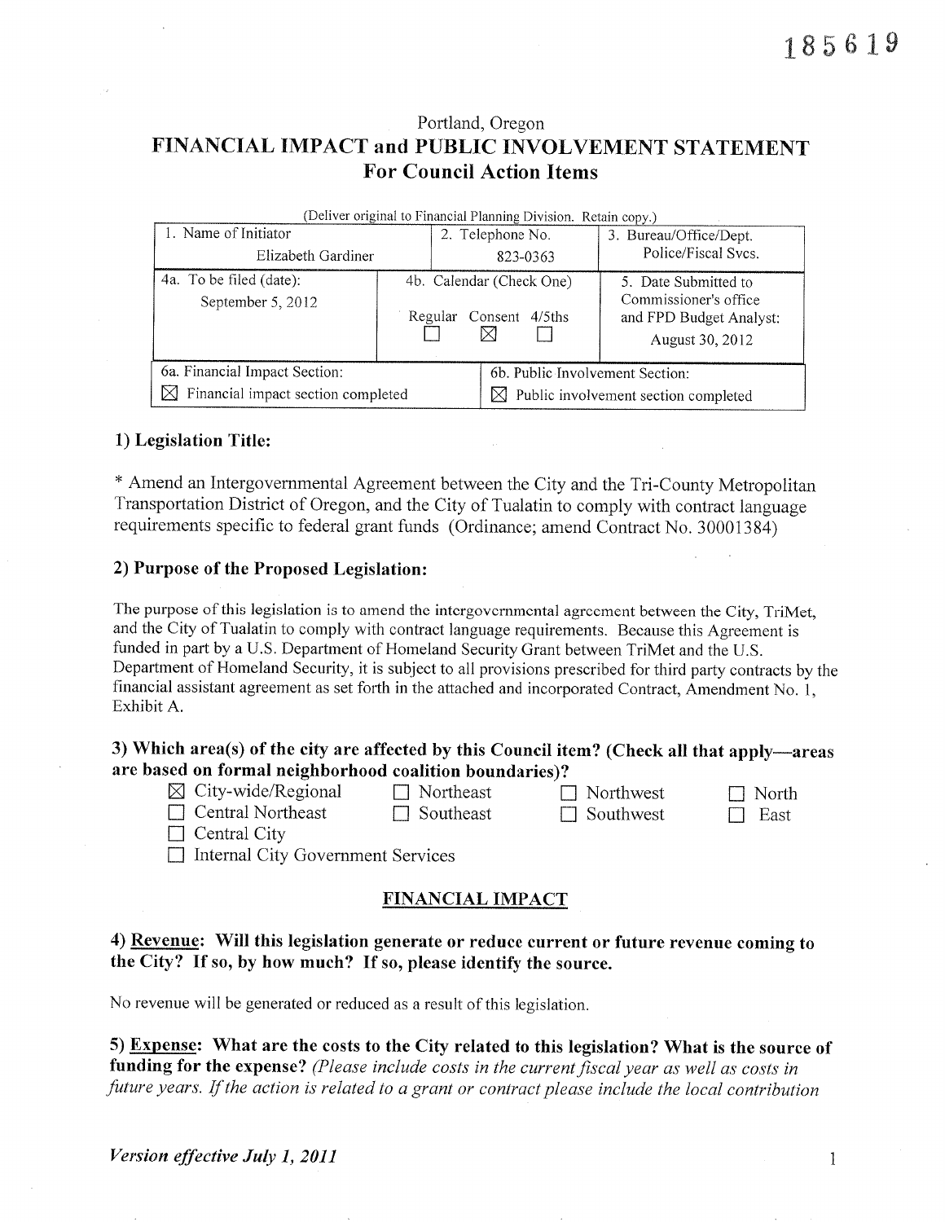185619

Portland, Oregon

# FINANCIAL IMPACT and PUBLIC INVOLVEMENT STATEMENT
## For Council Action Items

(Deliver original to Financial Planning Division. Retain copy.)

| 1. Name of Initiator | 2. Telephone No. | 3. Bureau/Office/Dept. |
|---|---|---|
| Elizabeth Gardiner | 823-0363 | Police/Fiscal Svcs. |
| 4a. To be filed (date): September 5, 2012 | 4b. Calendar (Check One) Regular ☐ Consent ☒ 4/5ths ☐ | 5. Date Submitted to Commissioner's office and FPD Budget Analyst: August 30, 2012 |
| 6a. Financial Impact Section: ☒ Financial impact section completed | 6b. Public Involvement Section: ☒ Public involvement section completed | |

### 1) Legislation Title:

* Amend an Intergovernmental Agreement between the City and the Tri-County Metropolitan Transportation District of Oregon, and the City of Tualatin to comply with contract language requirements specific to federal grant funds (Ordinance; amend Contract No. 30001384)

### 2) Purpose of the Proposed Legislation:

The purpose of this legislation is to amend the intergovernmental agreement between the City, TriMet, and the City of Tualatin to comply with contract language requirements. Because this Agreement is funded in part by a U.S. Department of Homeland Security Grant between TriMet and the U.S. Department of Homeland Security, it is subject to all provisions prescribed for third party contracts by the financial assistant agreement as set forth in the attached and incorporated Contract, Amendment No. 1, Exhibit A.

### 3) Which area(s) of the city are affected by this Council item? (Check all that apply—areas are based on formal neighborhood coalition boundaries)?

- ☒ City-wide/Regional
- ☐ Northeast
- ☐ Northwest
- ☐ North
- ☐ Central Northeast
- ☐ Southeast
- ☐ Southwest
- ☐ East
- ☐ Central City
- ☐ Internal City Government Services

## FINANCIAL IMPACT

### 4) Revenue: Will this legislation generate or reduce current or future revenue coming to the City? If so, by how much? If so, please identify the source.

No revenue will be generated or reduced as a result of this legislation.

### 5) Expense: What are the costs to the City related to this legislation? What is the source of funding for the expense? *(Please include costs in the current fiscal year as well as costs in future years. If the action is related to a grant or contract please include the local contribution*

*Version effective July 1, 2011*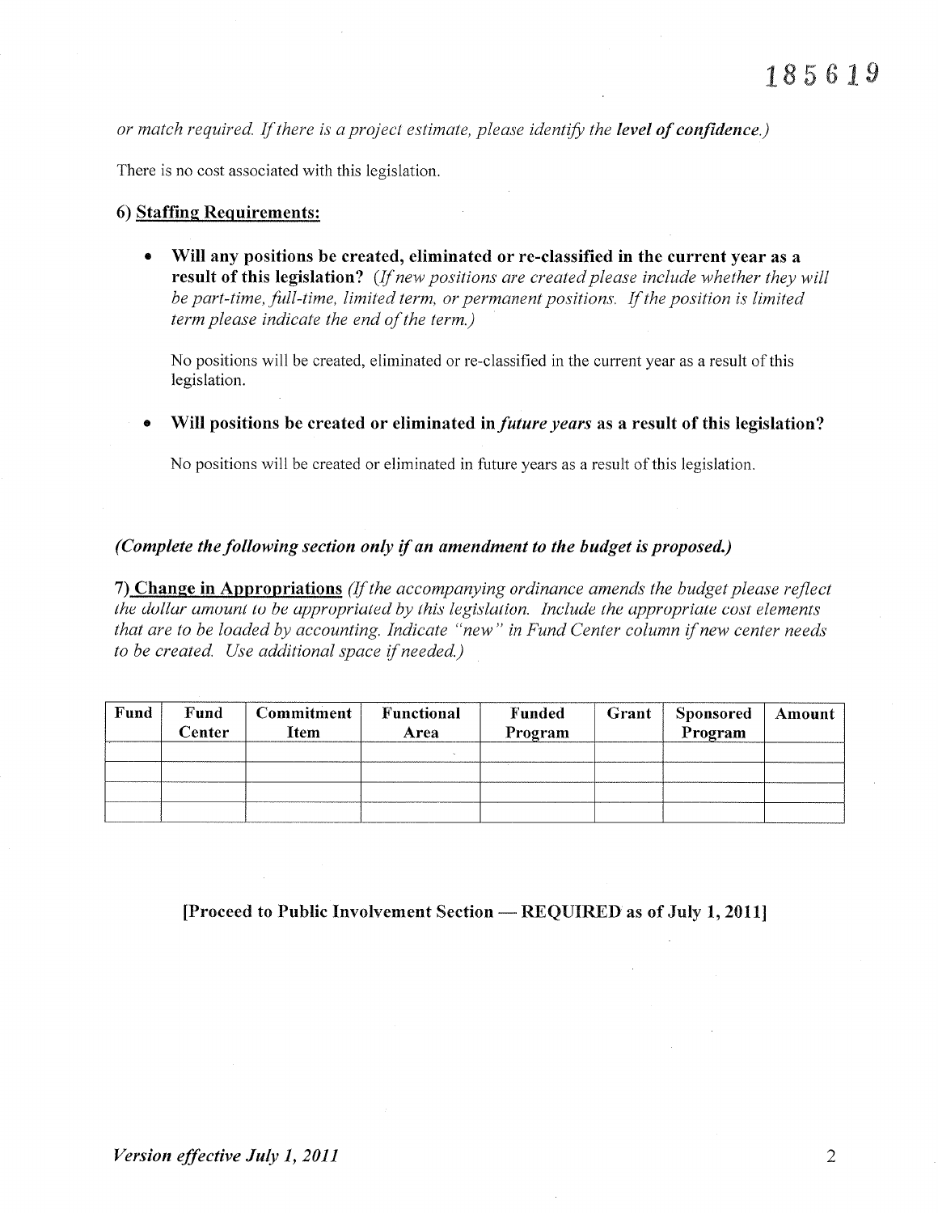*or match required. If there is a project estimate, please identify the* ***level of confidence.****)*

There is no cost associated with this legislation.

### 6) <u>Staffing Requirements:</u>

- **Will any positions be created, eliminated or re-classified in the current year as a result of this legislation?** *(If new positions are created please include whether they will be part-time, full-time, limited term, or permanent positions. If the position is limited term please indicate the end of the term.)*

  No positions will be created, eliminated or re-classified in the current year as a result of this legislation.

- **Will positions be created or eliminated in *future years* as a result of this legislation?**

  No positions will be created or eliminated in future years as a result of this legislation.

***(Complete the following section only if an amendment to the budget is proposed.)***

**7) <u>Change in Appropriations</u>** *(If the accompanying ordinance amends the budget please reflect the dollar amount to be appropriated by this legislation. Include the appropriate cost elements that are to be loaded by accounting. Indicate "new" in Fund Center column if new center needs to be created. Use additional space if needed.)*

| Fund | Fund Center | Commitment Item | Functional Area | Funded Program | Grant | Sponsored Program | Amount |
|---|---|---|---|---|---|---|---|
| | | | | | | | |
| | | | | | | | |
| | | | | | | | |
| | | | | | | | |

**[Proceed to Public Involvement Section — REQUIRED as of July 1, 2011]**

*Version effective July 1, 2011*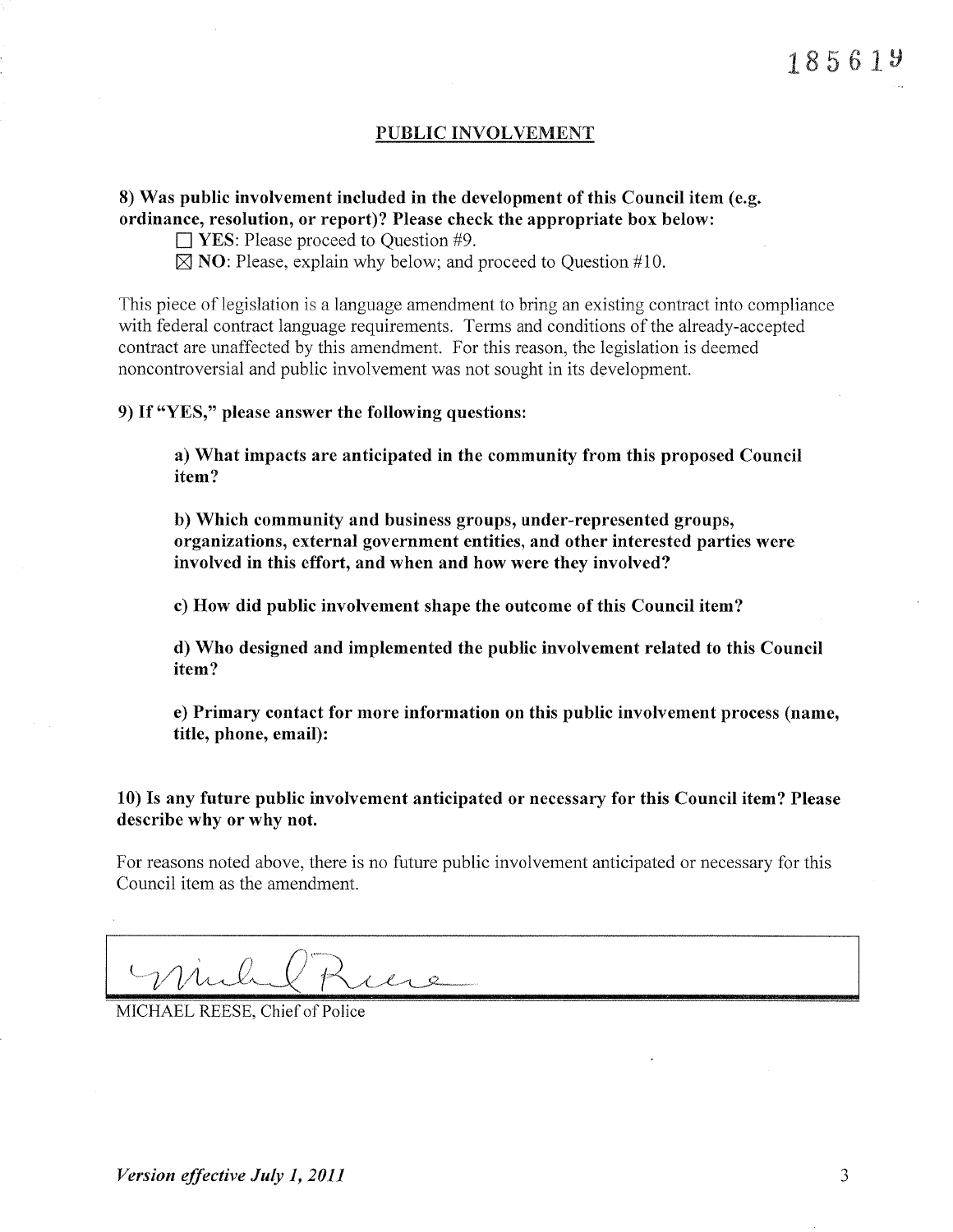185619

## PUBLIC INVOLVEMENT

**8) Was public involvement included in the development of this Council item (e.g. ordinance, resolution, or report)? Please check the appropriate box below:**

☐ **YES**: Please proceed to Question #9.

☒ **NO**: Please, explain why below; and proceed to Question #10.

This piece of legislation is a language amendment to bring an existing contract into compliance with federal contract language requirements. Terms and conditions of the already-accepted contract are unaffected by this amendment. For this reason, the legislation is deemed noncontroversial and public involvement was not sought in its development.

**9) If "YES," please answer the following questions:**

**a) What impacts are anticipated in the community from this proposed Council item?**

**b) Which community and business groups, under-represented groups, organizations, external government entities, and other interested parties were involved in this effort, and when and how were they involved?**

**c) How did public involvement shape the outcome of this Council item?**

**d) Who designed and implemented the public involvement related to this Council item?**

**e) Primary contact for more information on this public involvement process (name, title, phone, email):**

**10) Is any future public involvement anticipated or necessary for this Council item? Please describe why or why not.**

For reasons noted above, there is no future public involvement anticipated or necessary for this Council item as the amendment.

MICHAEL REESE, Chief of Police

*Version effective July 1, 2011*